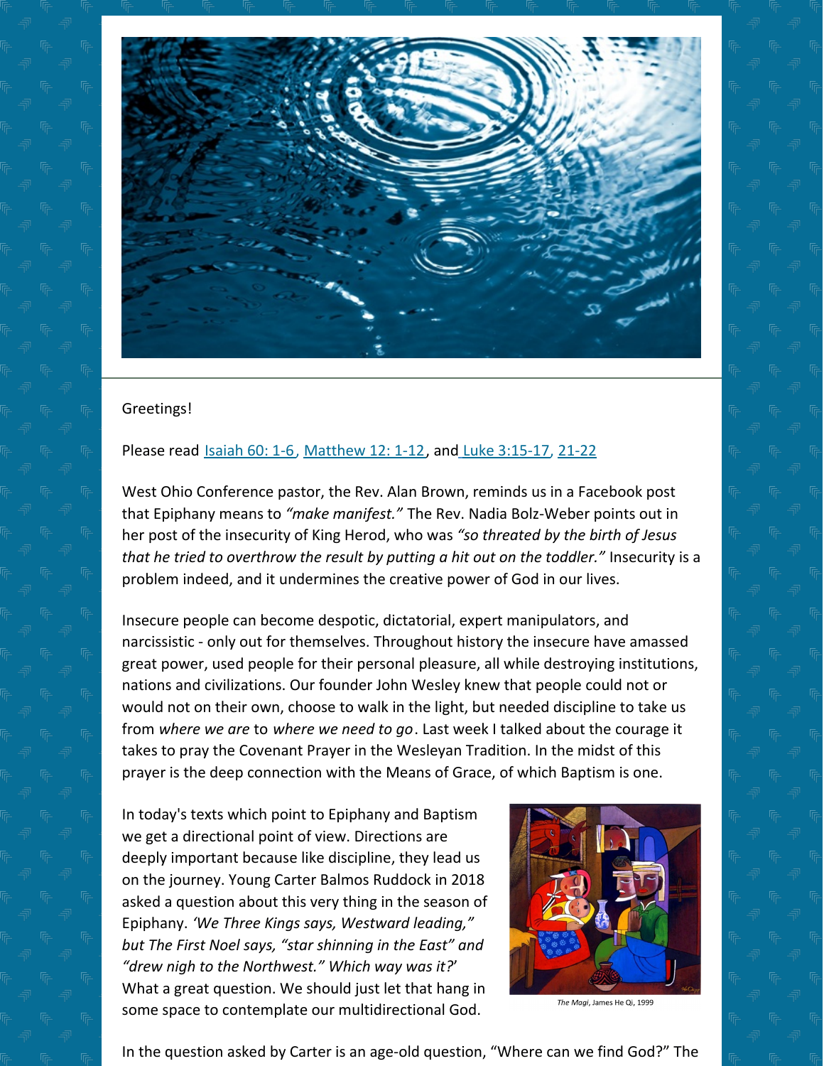Greetings!

Please read Isaiah 60: 1-6, Matthew 12: 1-12, and Luke 3:15-17, 21-22

West Ohio Conference pastor, the Rev. Alan Brown, reminds us in a Facebook post that Epiphany means to *"make manifest."* The Rev. Nadia Bolz-Weber points out in her post of the insecurity of King Herod, who was *"so threated by the birth of Jesus that he tried to overthrow the result by putting a hit out on the toddler."* Insecurity is a problem indeed, and it undermines the creative power of God in our lives.

Insecure people can become despotic, dictatorial, expert manipulators, and narcissistic - only out for themselves. Throughout history the insecure have amassed great power, used people for their personal pleasure, all while destroying institutions, nations and civilizations. Our founder John Wesley knew that people could not or would not on their own, choose to walk in the light, but needed discipline to take us from *where we are* to *where we need to go*. Last week I talked about the courage it takes to pray the Covenant Prayer in the Wesleyan Tradition. In the midst of this prayer is the deep connection with the Means of Grace, of which Baptism is one.

In today's texts which point to Epiphany and Baptism we get a directional point of view. Directions are deeply important because like discipline, they lead us on the journey. Young Carter Balmos Ruddock in 2018 asked a question about this very thing in the season of Epiphany. *'We Three Kings says, Westward leading," but The First Noel says, "star shinning in the East" and "drew nigh to the Northwest." Which way was it?'* What a great question. We should just let that hang in some space to contemplate our multidirectional God.

*The Magi*, James He Qi, 1999

In the question asked by Carter is an age-old question, "Where can we find God?" The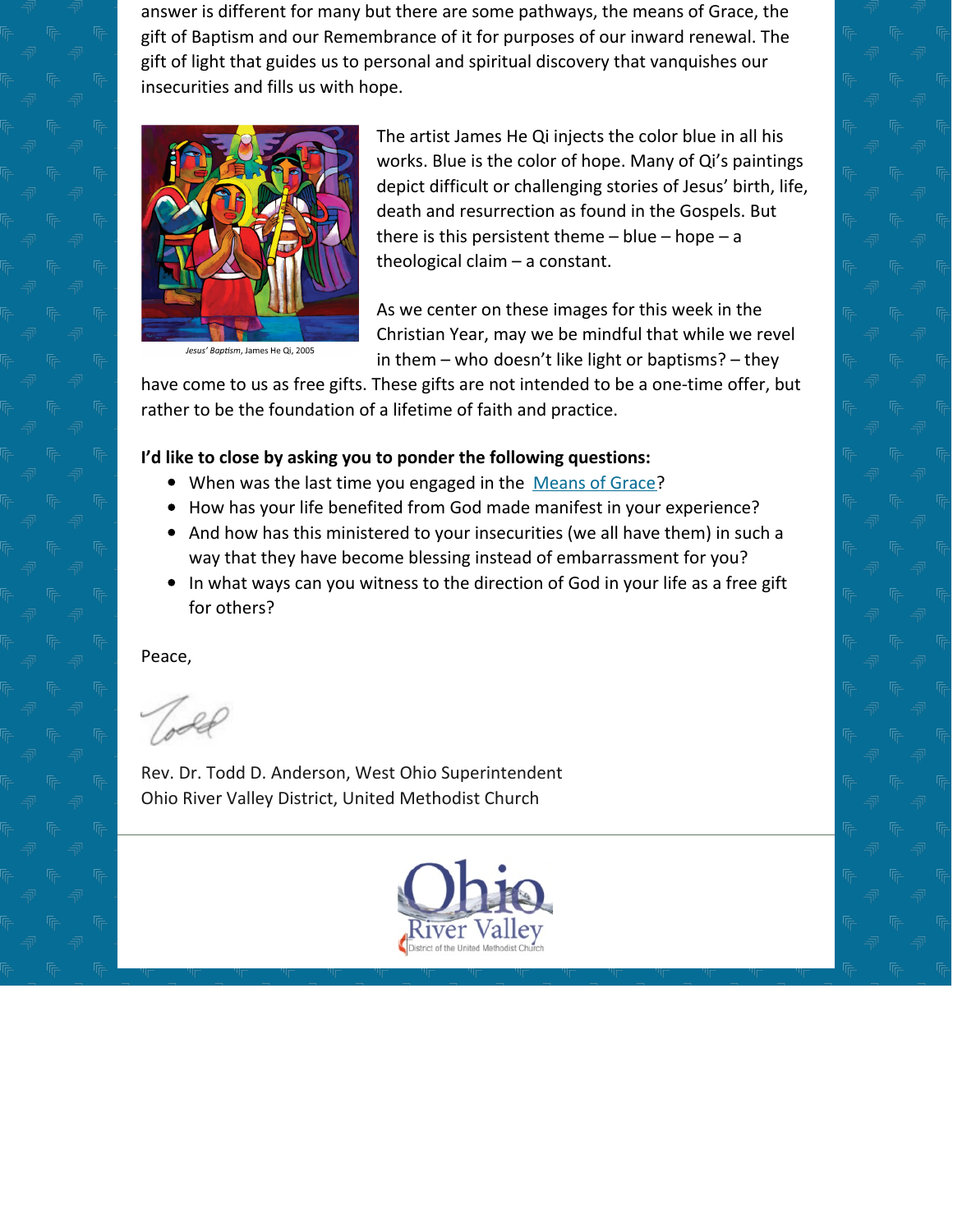answer is different for many but there are some pathways, the means of Grace, the gift of Baptism and our Remembrance of it for purposes of our inward renewal. The gift of light that guides us to personal and spiritual discovery that vanquishes our insecurities and fills us with hope.

*Jesus' Baptism*, James He Qi, 2005

The artist James He Qi injects the color blue in all his works. Blue is the color of hope. Many of Qi's paintings depict difficult or challenging stories of Jesus' birth, life, death and resurrection as found in the Gospels. But there is this persistent theme – blue – hope – a theological claim – a constant.

As we center on these images for this week in the Christian Year, may we be mindful that while we revel in them – who doesn't like light or baptisms? – they have come to us as free gifts. These gifts are not intended to be a one-time offer, but rather to be the foundation of a lifetime of faith and practice.

**I'd like to close by asking you to ponder the following questions:**

- When was the last time you engaged in the Means of Grace?
- How has your life benefited from God made manifest in your experience?
- And how has this ministered to your insecurities (we all have them) in such a way that they have become blessing instead of embarrassment for you?
- In what ways can you witness to the direction of God in your life as a free gift for others?

Peace,

Todd

Rev. Dr. Todd D. Anderson, West Ohio Superintendent
Ohio River Valley District, United Methodist Church

Ohio River Valley
District of the United Methodist Church